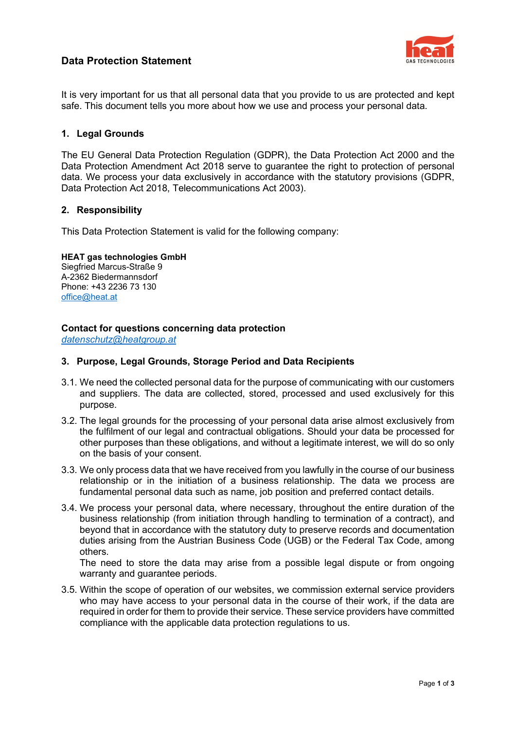# Data Protection Statement

It is very important for us that all personal data that you provide to us are protected and kept safe. This document tells you more about how we use and process your personal data.

## 1. Legal Grounds

The EU General Data Protection Regulation (GDPR), the Data Protection Act 2000 and the Data Protection Amendment Act 2018 serve to guarantee the right to protection of personal data. We process your data exclusively in accordance with the statutory provisions (GDPR, Data Protection Act 2018, Telecommunications Act 2003).

## 2. Responsibility

This Data Protection Statement is valid for the following company:

**HEAT gas technologies GmbH**
Siegfried Marcus-Straße 9
A-2362 Biedermannsdorf
Phone: +43 2236 73 130
office@heat.at

**Contact for questions concerning data protection**
*datenschutz@heatgroup.at*

## 3. Purpose, Legal Grounds, Storage Period and Data Recipients

3.1. We need the collected personal data for the purpose of communicating with our customers and suppliers. The data are collected, stored, processed and used exclusively for this purpose.

3.2. The legal grounds for the processing of your personal data arise almost exclusively from the fulfilment of our legal and contractual obligations. Should your data be processed for other purposes than these obligations, and without a legitimate interest, we will do so only on the basis of your consent.

3.3. We only process data that we have received from you lawfully in the course of our business relationship or in the initiation of a business relationship. The data we process are fundamental personal data such as name, job position and preferred contact details.

3.4. We process your personal data, where necessary, throughout the entire duration of the business relationship (from initiation through handling to termination of a contract), and beyond that in accordance with the statutory duty to preserve records and documentation duties arising from the Austrian Business Code (UGB) or the Federal Tax Code, among others.
The need to store the data may arise from a possible legal dispute or from ongoing warranty and guarantee periods.

3.5. Within the scope of operation of our websites, we commission external service providers who may have access to your personal data in the course of their work, if the data are required in order for them to provide their service. These service providers have committed compliance with the applicable data protection regulations to us.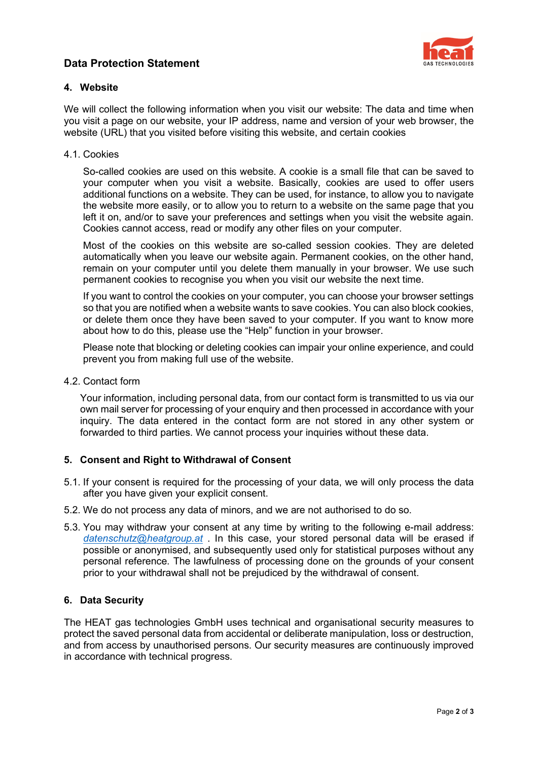## 4. Website

We will collect the following information when you visit our website: The data and time when you visit a page on our website, your IP address, name and version of your web browser, the website (URL) that you visited before visiting this website, and certain cookies

### 4.1. Cookies

So-called cookies are used on this website. A cookie is a small file that can be saved to your computer when you visit a website. Basically, cookies are used to offer users additional functions on a website. They can be used, for instance, to allow you to navigate the website more easily, or to allow you to return to a website on the same page that you left it on, and/or to save your preferences and settings when you visit the website again. Cookies cannot access, read or modify any other files on your computer.

Most of the cookies on this website are so-called session cookies. They are deleted automatically when you leave our website again. Permanent cookies, on the other hand, remain on your computer until you delete them manually in your browser. We use such permanent cookies to recognise you when you visit our website the next time.

If you want to control the cookies on your computer, you can choose your browser settings so that you are notified when a website wants to save cookies. You can also block cookies, or delete them once they have been saved to your computer. If you want to know more about how to do this, please use the "Help" function in your browser.

Please note that blocking or deleting cookies can impair your online experience, and could prevent you from making full use of the website.

### 4.2. Contact form

Your information, including personal data, from our contact form is transmitted to us via our own mail server for processing of your enquiry and then processed in accordance with your inquiry. The data entered in the contact form are not stored in any other system or forwarded to third parties. We cannot process your inquiries without these data.

## 5. Consent and Right to Withdrawal of Consent

5.1. If your consent is required for the processing of your data, we will only process the data after you have given your explicit consent.

5.2. We do not process any data of minors, and we are not authorised to do so.

5.3. You may withdraw your consent at any time by writing to the following e-mail address: *datenschutz@heatgroup.at* . In this case, your stored personal data will be erased if possible or anonymised, and subsequently used only for statistical purposes without any personal reference. The lawfulness of processing done on the grounds of your consent prior to your withdrawal shall not be prejudiced by the withdrawal of consent.

## 6. Data Security

The HEAT gas technologies GmbH uses technical and organisational security measures to protect the saved personal data from accidental or deliberate manipulation, loss or destruction, and from access by unauthorised persons. Our security measures are continuously improved in accordance with technical progress.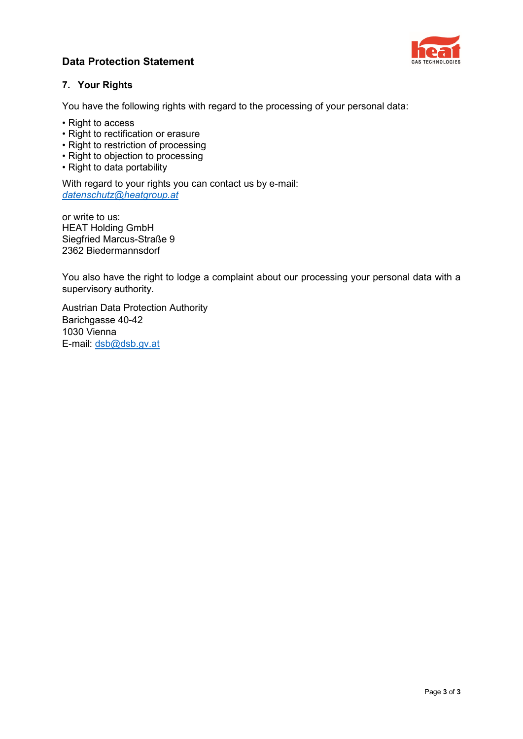## 7. Your Rights

You have the following rights with regard to the processing of your personal data:

- Right to access
- Right to rectification or erasure
- Right to restriction of processing
- Right to objection to processing
- Right to data portability

With regard to your rights you can contact us by e-mail:
*datenschutz@heatgroup.at*

or write to us:
HEAT Holding GmbH
Siegfried Marcus-Straße 9
2362 Biedermannsdorf

You also have the right to lodge a complaint about our processing your personal data with a supervisory authority.

Austrian Data Protection Authority
Barichgasse 40-42
1030 Vienna
E-mail: dsb@dsb.gv.at